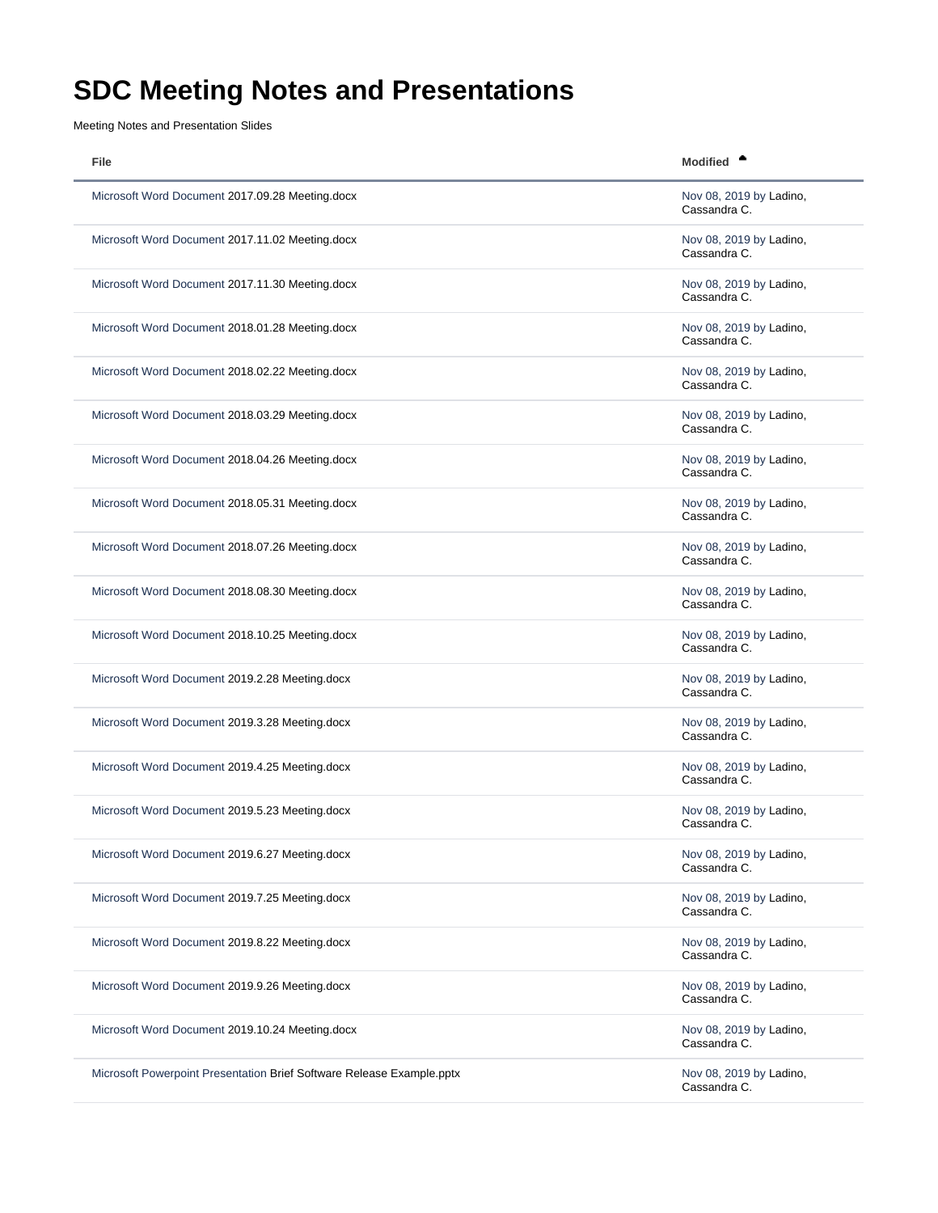# SDC Meeting Notes and Presentations

Meeting Notes and Presentation Slides

| File | Modified |
|---|---|
| Microsoft Word Document 2017.09.28 Meeting.docx | Nov 08, 2019 by Ladino, Cassandra C. |
| Microsoft Word Document 2017.11.02 Meeting.docx | Nov 08, 2019 by Ladino, Cassandra C. |
| Microsoft Word Document 2017.11.30 Meeting.docx | Nov 08, 2019 by Ladino, Cassandra C. |
| Microsoft Word Document 2018.01.28 Meeting.docx | Nov 08, 2019 by Ladino, Cassandra C. |
| Microsoft Word Document 2018.02.22 Meeting.docx | Nov 08, 2019 by Ladino, Cassandra C. |
| Microsoft Word Document 2018.03.29 Meeting.docx | Nov 08, 2019 by Ladino, Cassandra C. |
| Microsoft Word Document 2018.04.26 Meeting.docx | Nov 08, 2019 by Ladino, Cassandra C. |
| Microsoft Word Document 2018.05.31 Meeting.docx | Nov 08, 2019 by Ladino, Cassandra C. |
| Microsoft Word Document 2018.07.26 Meeting.docx | Nov 08, 2019 by Ladino, Cassandra C. |
| Microsoft Word Document 2018.08.30 Meeting.docx | Nov 08, 2019 by Ladino, Cassandra C. |
| Microsoft Word Document 2018.10.25 Meeting.docx | Nov 08, 2019 by Ladino, Cassandra C. |
| Microsoft Word Document 2019.2.28 Meeting.docx | Nov 08, 2019 by Ladino, Cassandra C. |
| Microsoft Word Document 2019.3.28 Meeting.docx | Nov 08, 2019 by Ladino, Cassandra C. |
| Microsoft Word Document 2019.4.25 Meeting.docx | Nov 08, 2019 by Ladino, Cassandra C. |
| Microsoft Word Document 2019.5.23 Meeting.docx | Nov 08, 2019 by Ladino, Cassandra C. |
| Microsoft Word Document 2019.6.27 Meeting.docx | Nov 08, 2019 by Ladino, Cassandra C. |
| Microsoft Word Document 2019.7.25 Meeting.docx | Nov 08, 2019 by Ladino, Cassandra C. |
| Microsoft Word Document 2019.8.22 Meeting.docx | Nov 08, 2019 by Ladino, Cassandra C. |
| Microsoft Word Document 2019.9.26 Meeting.docx | Nov 08, 2019 by Ladino, Cassandra C. |
| Microsoft Word Document 2019.10.24 Meeting.docx | Nov 08, 2019 by Ladino, Cassandra C. |
| Microsoft Powerpoint Presentation Brief Software Release Example.pptx | Nov 08, 2019 by Ladino, Cassandra C. |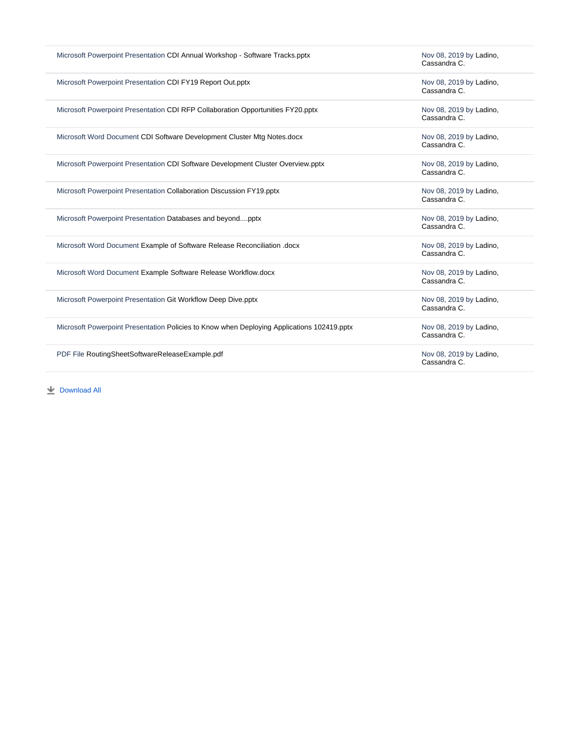| | |
|---|---|
| Microsoft Powerpoint Presentation CDI Annual Workshop - Software Tracks.pptx | Nov 08, 2019 by Ladino, Cassandra C. |
| Microsoft Powerpoint Presentation CDI FY19 Report Out.pptx | Nov 08, 2019 by Ladino, Cassandra C. |
| Microsoft Powerpoint Presentation CDI RFP Collaboration Opportunities FY20.pptx | Nov 08, 2019 by Ladino, Cassandra C. |
| Microsoft Word Document CDI Software Development Cluster Mtg Notes.docx | Nov 08, 2019 by Ladino, Cassandra C. |
| Microsoft Powerpoint Presentation CDI Software Development Cluster Overview.pptx | Nov 08, 2019 by Ladino, Cassandra C. |
| Microsoft Powerpoint Presentation Collaboration Discussion FY19.pptx | Nov 08, 2019 by Ladino, Cassandra C. |
| Microsoft Powerpoint Presentation Databases and beyond....pptx | Nov 08, 2019 by Ladino, Cassandra C. |
| Microsoft Word Document Example of Software Release Reconciliation .docx | Nov 08, 2019 by Ladino, Cassandra C. |
| Microsoft Word Document Example Software Release Workflow.docx | Nov 08, 2019 by Ladino, Cassandra C. |
| Microsoft Powerpoint Presentation Git Workflow Deep Dive.pptx | Nov 08, 2019 by Ladino, Cassandra C. |
| Microsoft Powerpoint Presentation Policies to Know when Deploying Applications 102419.pptx | Nov 08, 2019 by Ladino, Cassandra C. |
| PDF File RoutingSheetSoftwareReleaseExample.pdf | Nov 08, 2019 by Ladino, Cassandra C. |

Download All